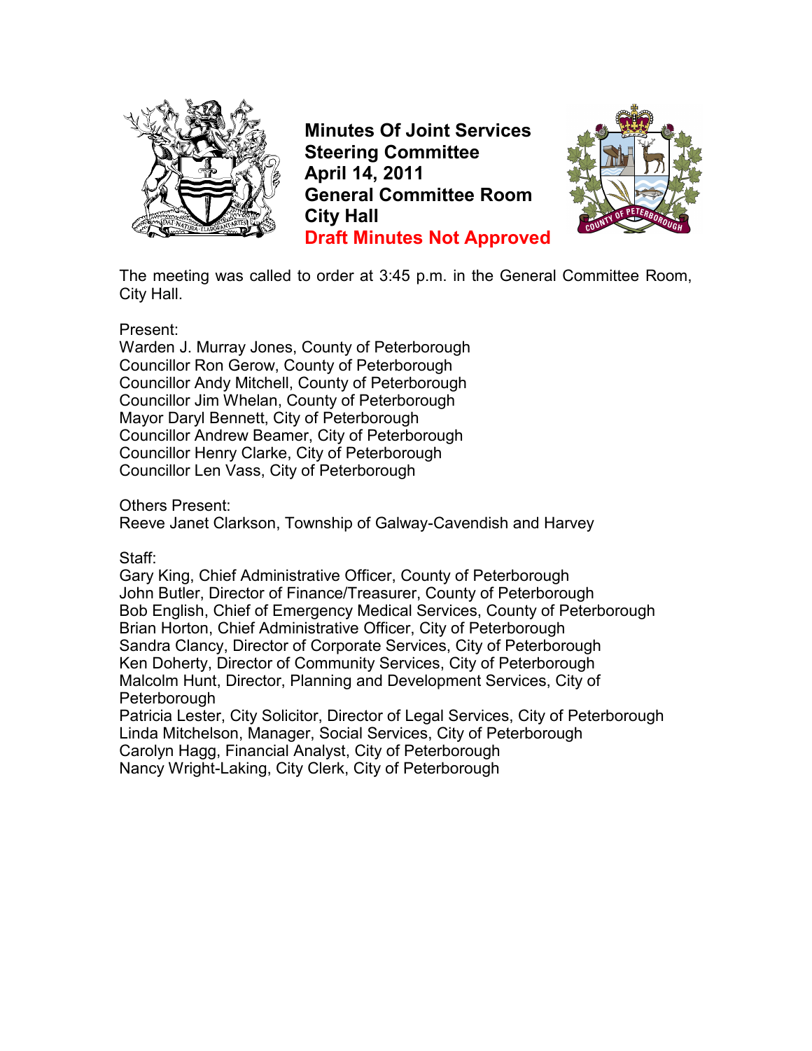# Minutes Of Joint Services Steering Committee
# April 14, 2011
# General Committee Room
# City Hall
# Draft Minutes Not Approved

The meeting was called to order at 3:45 p.m. in the General Committee Room, City Hall.

Present:
Warden J. Murray Jones, County of Peterborough
Councillor Ron Gerow, County of Peterborough
Councillor Andy Mitchell, County of Peterborough
Councillor Jim Whelan, County of Peterborough
Mayor Daryl Bennett, City of Peterborough
Councillor Andrew Beamer, City of Peterborough
Councillor Henry Clarke, City of Peterborough
Councillor Len Vass, City of Peterborough

Others Present:
Reeve Janet Clarkson, Township of Galway-Cavendish and Harvey

Staff:
Gary King, Chief Administrative Officer, County of Peterborough
John Butler, Director of Finance/Treasurer, County of Peterborough
Bob English, Chief of Emergency Medical Services, County of Peterborough
Brian Horton, Chief Administrative Officer, City of Peterborough
Sandra Clancy, Director of Corporate Services, City of Peterborough
Ken Doherty, Director of Community Services, City of Peterborough
Malcolm Hunt, Director, Planning and Development Services, City of Peterborough
Patricia Lester, City Solicitor, Director of Legal Services, City of Peterborough
Linda Mitchelson, Manager, Social Services, City of Peterborough
Carolyn Hagg, Financial Analyst, City of Peterborough
Nancy Wright-Laking, City Clerk, City of Peterborough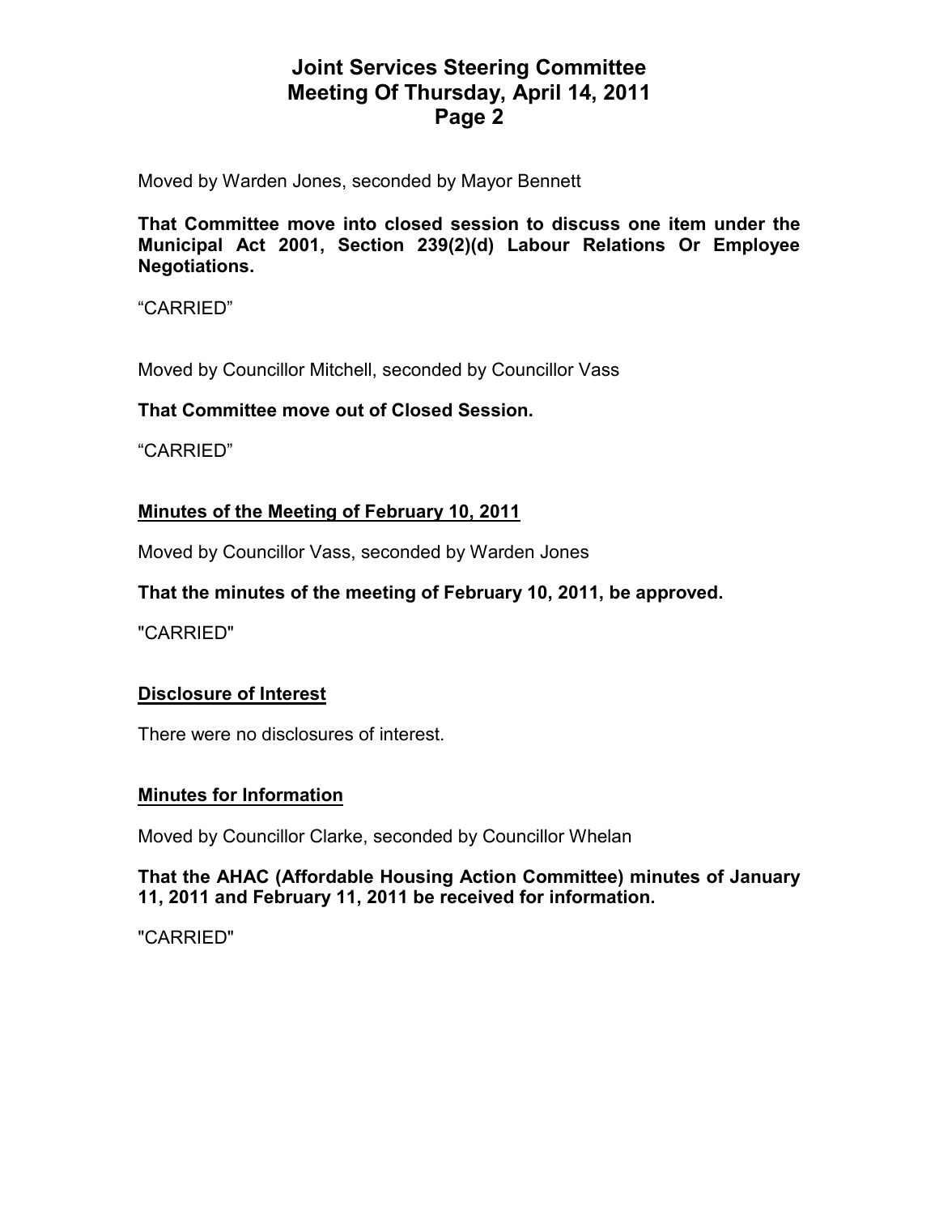Moved by Warden Jones, seconded by Mayor Bennett

**That Committee move into closed session to discuss one item under the Municipal Act 2001, Section 239(2)(d) Labour Relations Or Employee Negotiations.**

“CARRIED”

Moved by Councillor Mitchell, seconded by Councillor Vass

**That Committee move out of Closed Session.**

“CARRIED”

## Minutes of the Meeting of February 10, 2011

Moved by Councillor Vass, seconded by Warden Jones

**That the minutes of the meeting of February 10, 2011, be approved.**

"CARRIED"

## Disclosure of Interest

There were no disclosures of interest.

## Minutes for Information

Moved by Councillor Clarke, seconded by Councillor Whelan

**That the AHAC (Affordable Housing Action Committee) minutes of January 11, 2011 and February 11, 2011 be received for information.**

"CARRIED"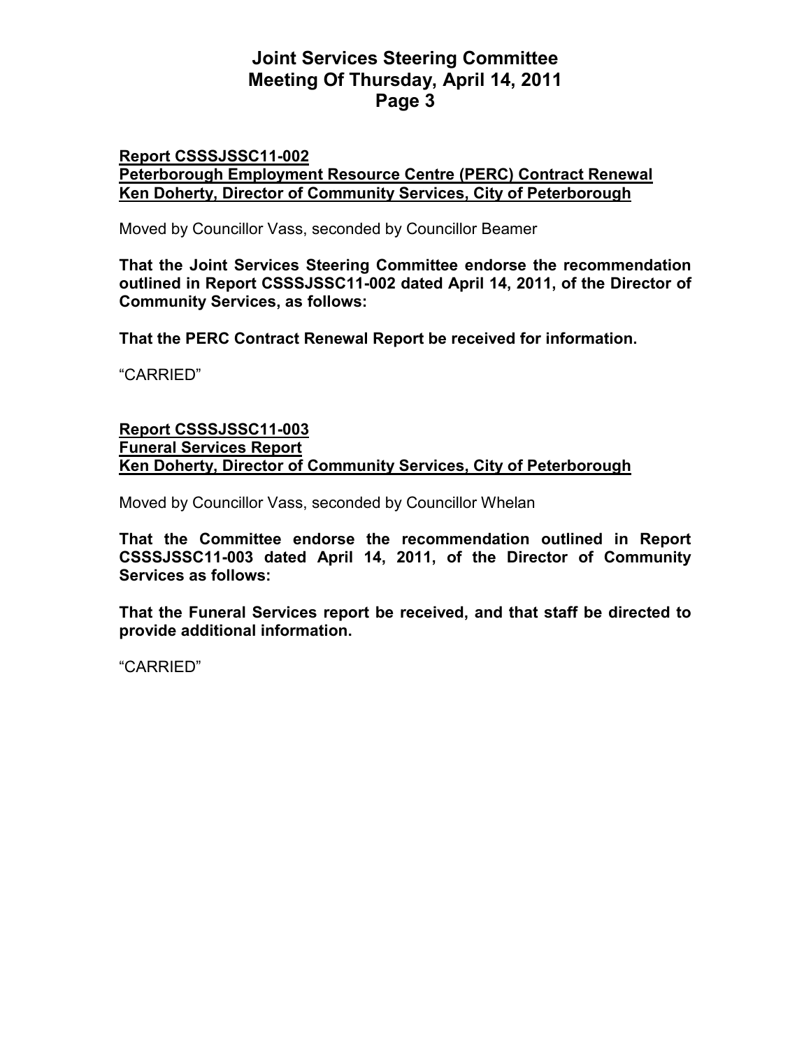**Report CSSSJSSC11-002**
**Peterborough Employment Resource Centre (PERC) Contract Renewal**
**Ken Doherty, Director of Community Services, City of Peterborough**

Moved by Councillor Vass, seconded by Councillor Beamer

**That the Joint Services Steering Committee endorse the recommendation outlined in Report CSSSJSSC11-002 dated April 14, 2011, of the Director of Community Services, as follows:**

**That the PERC Contract Renewal Report be received for information.**

"CARRIED"

**Report CSSSJSSC11-003**
**Funeral Services Report**
**Ken Doherty, Director of Community Services, City of Peterborough**

Moved by Councillor Vass, seconded by Councillor Whelan

**That the Committee endorse the recommendation outlined in Report CSSSJSSC11-003 dated April 14, 2011, of the Director of Community Services as follows:**

**That the Funeral Services report be received, and that staff be directed to provide additional information.**

"CARRIED"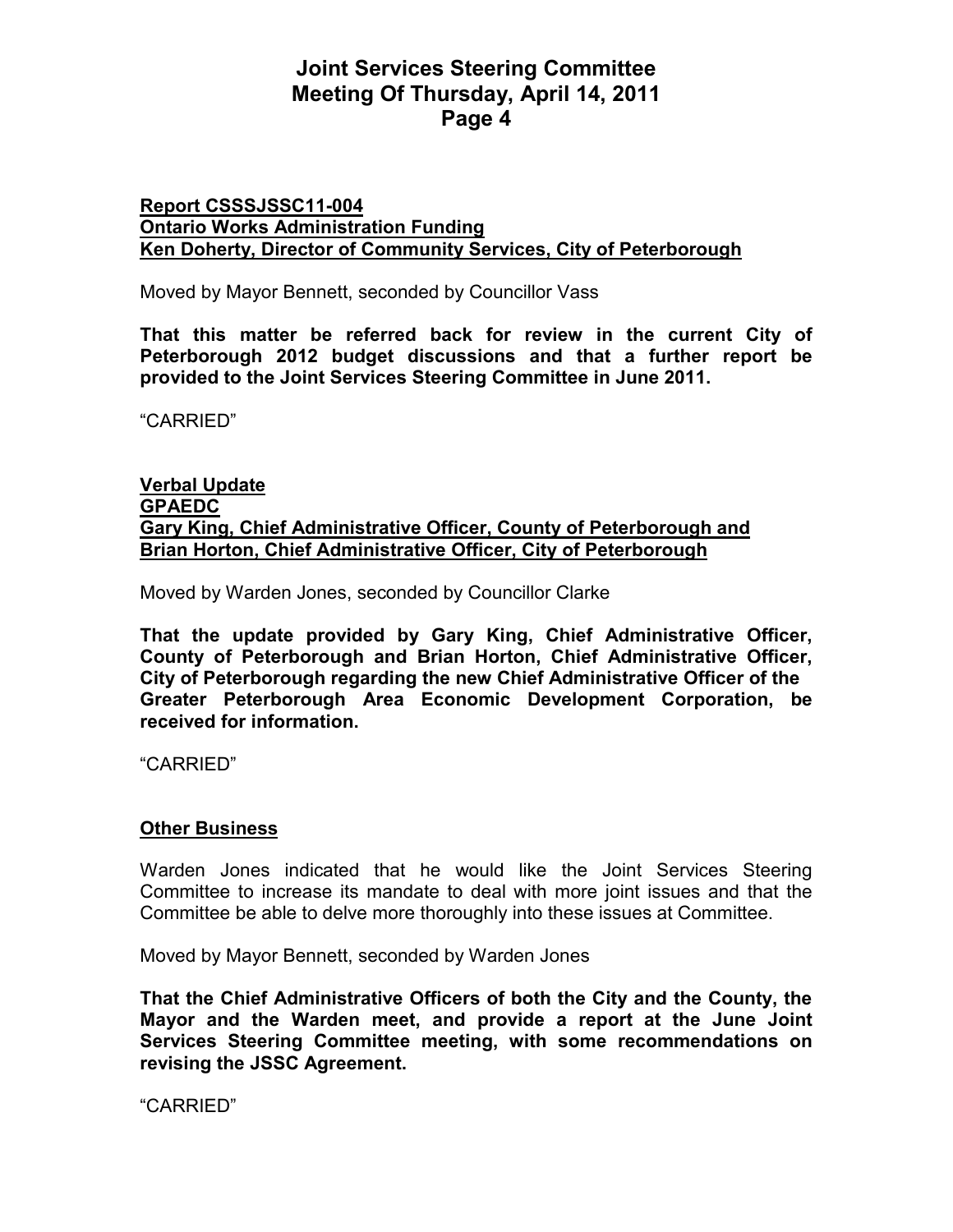**Report CSSSJSSC11-004**
**Ontario Works Administration Funding**
**Ken Doherty, Director of Community Services, City of Peterborough**

Moved by Mayor Bennett, seconded by Councillor Vass

**That this matter be referred back for review in the current City of Peterborough 2012 budget discussions and that a further report be provided to the Joint Services Steering Committee in June 2011.**

"CARRIED"

**Verbal Update**
**GPAEDC**
**Gary King, Chief Administrative Officer, County of Peterborough and Brian Horton, Chief Administrative Officer, City of Peterborough**

Moved by Warden Jones, seconded by Councillor Clarke

**That the update provided by Gary King, Chief Administrative Officer, County of Peterborough and Brian Horton, Chief Administrative Officer, City of Peterborough regarding the new Chief Administrative Officer of the Greater Peterborough Area Economic Development Corporation, be received for information.**

"CARRIED"

**Other Business**

Warden Jones indicated that he would like the Joint Services Steering Committee to increase its mandate to deal with more joint issues and that the Committee be able to delve more thoroughly into these issues at Committee.

Moved by Mayor Bennett, seconded by Warden Jones

**That the Chief Administrative Officers of both the City and the County, the Mayor and the Warden meet, and provide a report at the June Joint Services Steering Committee meeting, with some recommendations on revising the JSSC Agreement.**

"CARRIED"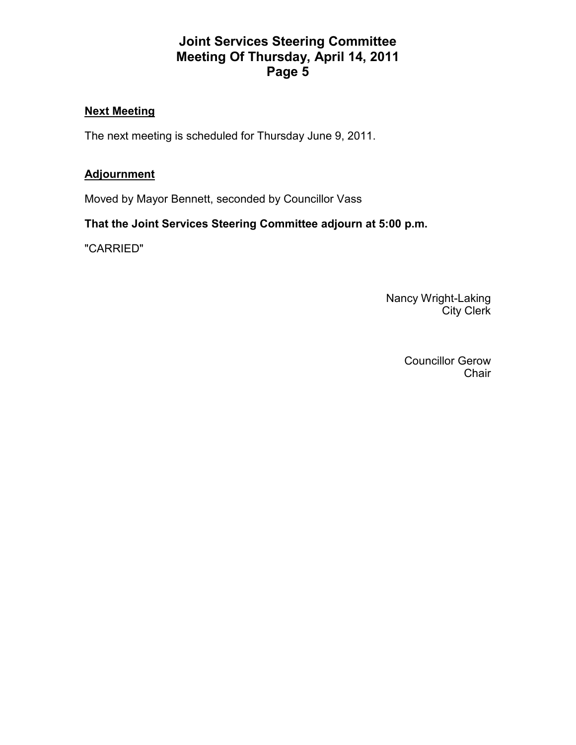**Next Meeting**

The next meeting is scheduled for Thursday June 9, 2011.

**Adjournment**

Moved by Mayor Bennett, seconded by Councillor Vass

**That the Joint Services Steering Committee adjourn at 5:00 p.m.**

"CARRIED"

Nancy Wright-Laking
City Clerk

Councillor Gerow
Chair